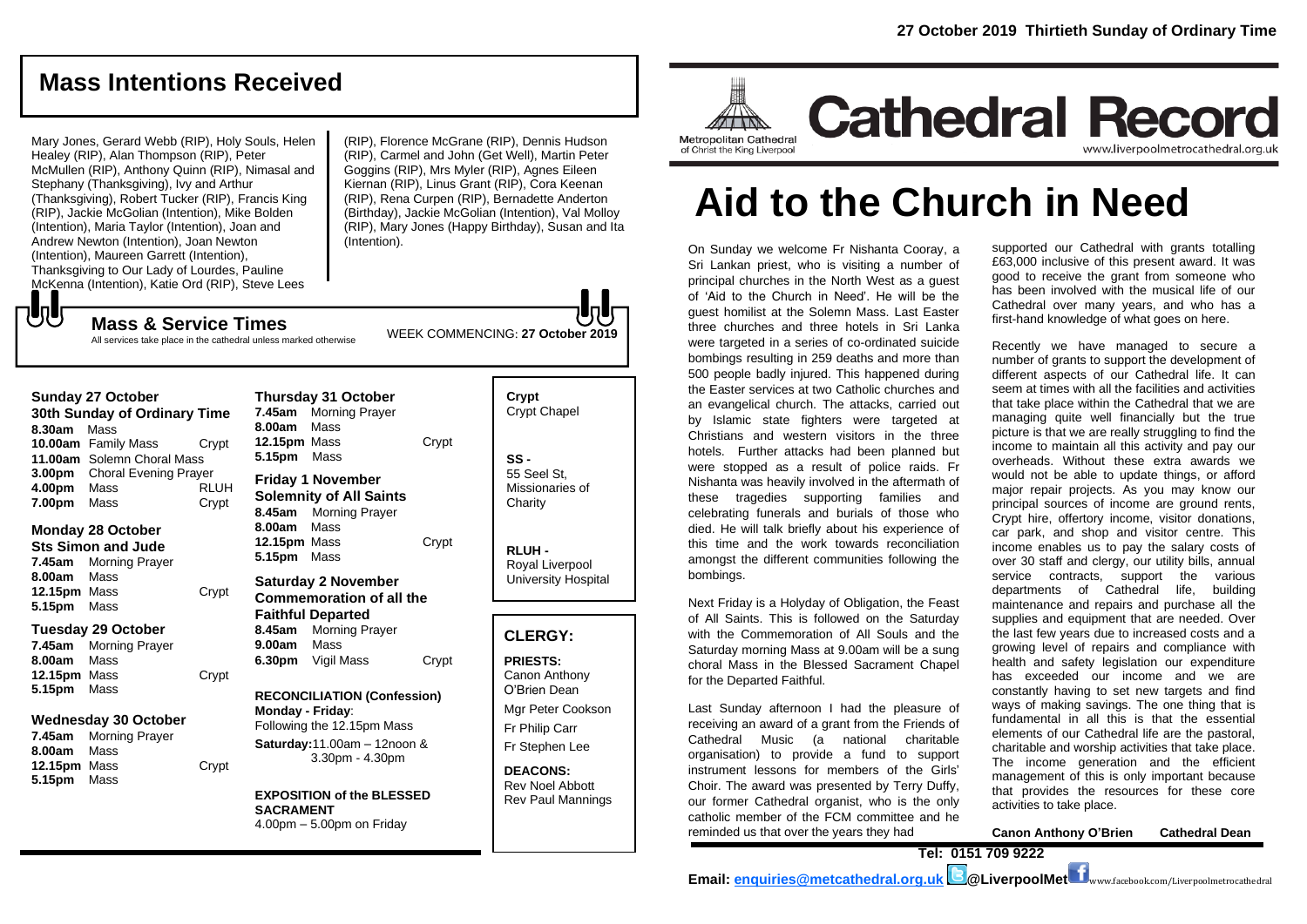# Cathedral Record

Metropolitan Cathedral of Christ the King Liverpool

www.liverpoolmetrocathedral.org.uk

**27 October 2019 Thirtieth Sunday of Ordinary Time**

# Aid to the Church in Need

On Sunday we welcome Fr Nishanta Cooray, a Sri Lankan priest, who is visiting a number of principal churches in the North West as a guest of 'Aid to the Church in Need'. He will be the guest homilist at the Solemn Mass. Last Easter three churches and three hotels in Sri Lanka were targeted in a series of co-ordinated suicide bombings resulting in 259 deaths and more than 500 people badly injured. This happened during the Easter services at two Catholic churches and an evangelical church. The attacks, carried out by Islamic state fighters were targeted at Christians and western visitors in the three hotels. Further attacks had been planned but were stopped as a result of police raids. Fr Nishanta was heavily involved in the aftermath of these tragedies supporting families and celebrating funerals and burials of those who died. He will talk briefly about his experience of this time and the work towards reconciliation amongst the different communities following the bombings.

Next Friday is a Holyday of Obligation, the Feast of All Saints. This is followed on the Saturday with the Commemoration of All Souls and the Saturday morning Mass at 9.00am will be a sung choral Mass in the Blessed Sacrament Chapel for the Departed Faithful.

Last Sunday afternoon I had the pleasure of receiving an award of a grant from the Friends of Cathedral Music (a national charitable organisation) to provide a fund to support instrument lessons for members of the Girls' Choir. The award was presented by Terry Duffy, our former Cathedral organist, who is the only catholic member of the FCM committee and he reminded us that over the years they had supported our Cathedral with grants totalling £63,000 inclusive of this present award. It was good to receive the grant from someone who has been involved with the musical life of our Cathedral over many years, and who has a first-hand knowledge of what goes on here.

Recently we have managed to secure a number of grants to support the development of different aspects of our Cathedral life. It can seem at times with all the facilities and activities that take place within the Cathedral that we are managing quite well financially but the true picture is that we are really struggling to find the income to maintain all this activity and pay our overheads. Without these extra awards we would not be able to update things, or afford major repair projects. As you may know our principal sources of income are ground rents, Crypt hire, offertory income, visitor donations, car park, and shop and visitor centre. This income enables us to pay the salary costs of over 30 staff and clergy, our utility bills, annual service contracts, support the various departments of Cathedral life, building maintenance and repairs and purchase all the supplies and equipment that are needed. Over the last few years due to increased costs and a growing level of repairs and compliance with health and safety legislation our expenditure has exceeded our income and we are constantly having to set new targets and find ways of making savings. The one thing that is fundamental in all this is that the essential elements of our Cathedral life are the pastoral, charitable and worship activities that take place. The income generation and the efficient management of this is only important because that provides the resources for these core activities to take place.

**Canon Anthony O'Brien — Cathedral Dean**

**Tel: 0151 709 9222**

**Email: enquiries@metcathedral.org.uk @LiverpoolMet** www.facebook.com/Liverpoolmetrocathedral

## Mass Intentions Received

Mary Jones, Gerard Webb (RIP), Holy Souls, Helen Healey (RIP), Alan Thompson (RIP), Peter McMullen (RIP), Anthony Quinn (RIP), Nimasal and Stephany (Thanksgiving), Ivy and Arthur (Thanksgiving), Robert Tucker (RIP), Francis King (RIP), Jackie McGolian (Intention), Mike Bolden (Intention), Maria Taylor (Intention), Joan and Andrew Newton (Intention), Joan Newton (Intention), Maureen Garrett (Intention), Thanksgiving to Our Lady of Lourdes, Pauline McKenna (Intention), Katie Ord (RIP), Steve Lees (RIP), Florence McGrane (RIP), Dennis Hudson (RIP), Carmel and John (Get Well), Martin Peter Goggins (RIP), Mrs Myler (RIP), Agnes Eileen Kiernan (RIP), Linus Grant (RIP), Cora Keenan (RIP), Rena Curpen (RIP), Bernadette Anderton (Birthday), Jackie McGolian (Intention), Val Molloy (RIP), Mary Jones (Happy Birthday), Susan and Ita (Intention).

## Mass & Service Times

All services take place in the cathedral unless marked otherwise

WEEK COMMENCING: **27 October 2019**

### Sunday 27 October
**30th Sunday of Ordinary Time**

| | | |
|---|---|---|
| **8.30am** | Mass | |
| **10.00am** | Family Mass | Crypt |
| **11.00am** | Solemn Choral Mass | |
| **3.00pm** | Choral Evening Prayer | |
| **4.00pm** | Mass | RLUH |
| **7.00pm** | Mass | Crypt |

### Monday 28 October
**Sts Simon and Jude**

| | | |
|---|---|---|
| **7.45am** | Morning Prayer | |
| **8.00am** | Mass | |
| **12.15pm** | Mass | Crypt |
| **5.15pm** | Mass | |

### Tuesday 29 October

| | | |
|---|---|---|
| **7.45am** | Morning Prayer | |
| **8.00am** | Mass | |
| **12.15pm** | Mass | Crypt |
| **5.15pm** | Mass | |

### Wednesday 30 October

| | | |
|---|---|---|
| **7.45am** | Morning Prayer | |
| **8.00am** | Mass | |
| **12.15pm** | Mass | Crypt |
| **5.15pm** | Mass | |

### Thursday 31 October

| | | |
|---|---|---|
| **7.45am** | Morning Prayer | |
| **8.00am** | Mass | |
| **12.15pm** | Mass | Crypt |
| **5.15pm** | Mass | |

### Friday 1 November
**Solemnity of All Saints**

| | | |
|---|---|---|
| **8.45am** | Morning Prayer | |
| **8.00am** | Mass | |
| **12.15pm** | Mass | Crypt |
| **5.15pm** | Mass | |

### Saturday 2 November
**Commemoration of all the Faithful Departed**

| | | |
|---|---|---|
| **8.45am** | Morning Prayer | |
| **9.00am** | Mass | |
| **6.30pm** | Vigil Mass | Crypt |

**RECONCILIATION (Confession)**
**Monday - Friday**: Following the 12.15pm Mass
**Saturday:** 11.00am – 12noon & 3.30pm - 4.30pm

**EXPOSITION of the BLESSED SACRAMENT**
4.00pm – 5.00pm on Friday

**Crypt** Crypt Chapel

**SS -** 55 Seel St, Missionaries of Charity

**RLUH -** Royal Liverpool University Hospital

## CLERGY:

**PRIESTS:**
Canon Anthony O'Brien Dean
Mgr Peter Cookson
Fr Philip Carr
Fr Stephen Lee

**DEACONS:**
Rev Noel Abbott
Rev Paul Mannings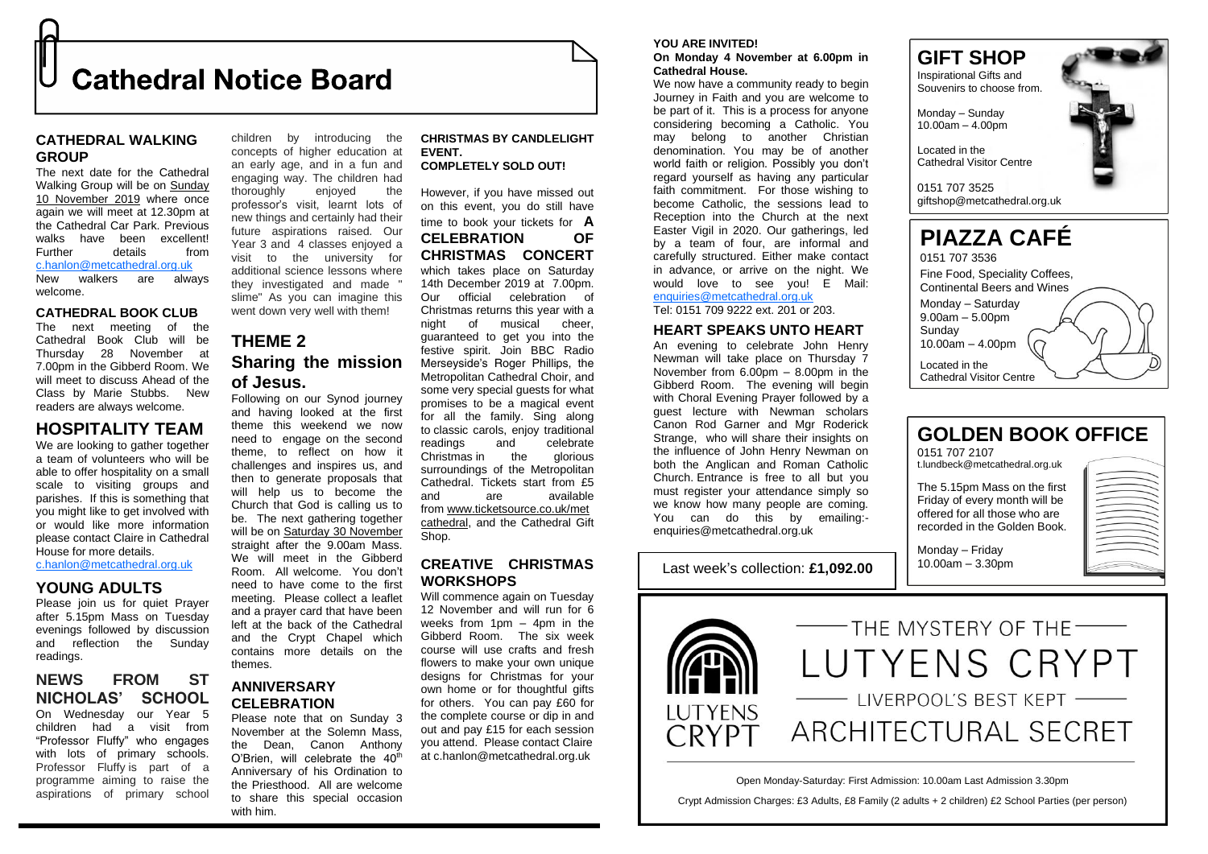# Cathedral Notice Board

## CATHEDRAL WALKING GROUP

The next date for the Cathedral Walking Group will be on Sunday 10 November 2019 where once again we will meet at 12.30pm at the Cathedral Car Park. Previous walks have been excellent! Further details from c.hanlon@metcathedral.org.uk New walkers are always welcome.

### CATHEDRAL BOOK CLUB

The next meeting of the Cathedral Book Club will be Thursday 28 November at 7.00pm in the Gibberd Room. We will meet to discuss Ahead of the Class by Marie Stubbs. New readers are always welcome.

## HOSPITALITY TEAM

We are looking to gather together a team of volunteers who will be able to offer hospitality on a small scale to visiting groups and parishes. If this is something that you might like to get involved with or would like more information please contact Claire in Cathedral House for more details. c.hanlon@metcathedral.org.uk

## YOUNG ADULTS

Please join us for quiet Prayer after 5.15pm Mass on Tuesday evenings followed by discussion and reflection the Sunday readings.

## NEWS FROM ST NICHOLAS' SCHOOL

On Wednesday our Year 5 children had a visit from "Professor Fluffy" who engages with lots of primary schools. Professor Fluffy is part of a programme aiming to raise the aspirations of primary school children by introducing the concepts of higher education at an early age, and in a fun and engaging way. The children had thoroughly enjoyed the professor's visit, learnt lots of new things and certainly had their future aspirations raised. Our Year 3 and 4 classes enjoyed a visit to the university for additional science lessons where they investigated and made " slime" As you can imagine this went down very well with them!

## THEME 2 Sharing the mission of Jesus.

Following on our Synod journey and having looked at the first theme this weekend we now need to engage on the second theme, to reflect on how it challenges and inspires us, and then to generate proposals that will help us to become the Church that God is calling us to be. The next gathering together will be on Saturday 30 November straight after the 9.00am Mass. We will meet in the Gibberd Room. All welcome. You don't need to have come to the first meeting. Please collect a leaflet and a prayer card that have been left at the back of the Cathedral and the Crypt Chapel which contains more details on the themes.

### ANNIVERSARY CELEBRATION

Please note that on Sunday 3 November at the Solemn Mass, the Dean, Canon Anthony O'Brien, will celebrate the 40th Anniversary of his Ordination to the Priesthood. All are welcome to share this special occasion with him.

**CHRISTMAS BY CANDLELIGHT EVENT. COMPLETELY SOLD OUT!**

However, if you have missed out on this event, you do still have time to book your tickets for **A CELEBRATION OF CHRISTMAS CONCERT** which takes place on Saturday 14th December 2019 at 7.00pm. Our official celebration of Christmas returns this year with a night of musical cheer, guaranteed to get you into the festive spirit. Join BBC Radio Merseyside's Roger Phillips, the Metropolitan Cathedral Choir, and some very special guests for what promises to be a magical event for all the family. Sing along to classic carols, enjoy traditional readings and celebrate Christmas in the glorious surroundings of the Metropolitan Cathedral. Tickets start from £5 and are available from www.ticketsource.co.uk/metcathedral, and the Cathedral Gift Shop.

### CREATIVE CHRISTMAS WORKSHOPS

Will commence again on Tuesday 12 November and will run for 6 weeks from 1pm – 4pm in the Gibberd Room. The six week course will use crafts and fresh flowers to make your own unique designs for Christmas for your own home or for thoughtful gifts for others. You can pay £60 for the complete course or dip in and out and pay £15 for each session you attend. Please contact Claire at c.hanlon@metcathedral.org.uk

**YOU ARE INVITED!**
**On Monday 4 November at 6.00pm in Cathedral House.**

We now have a community ready to begin Journey in Faith and you are welcome to be part of it. This is a process for anyone considering becoming a Catholic. You may belong to another Christian denomination. You may be of another world faith or religion. Possibly you don't regard yourself as having any particular faith commitment. For those wishing to become Catholic, the sessions lead to Reception into the Church at the next Easter Vigil in 2020. Our gatherings, led by a team of four, are informal and carefully structured. Either make contact in advance, or arrive on the night. We would love to see you! E Mail: enquiries@metcathedral.org.uk
Tel: 0151 709 9222 ext. 201 or 203.

### HEART SPEAKS UNTO HEART

An evening to celebrate John Henry Newman will take place on Thursday 7 November from 6.00pm – 8.00pm in the Gibberd Room. The evening will begin with Choral Evening Prayer followed by a guest lecture with Newman scholars Canon Rod Garner and Mgr Roderick Strange, who will share their insights on the influence of John Henry Newman on both the Anglican and Roman Catholic Church. Entrance is free to all but you must register your attendance simply so we know how many people are coming. You can do this by emailing:- enquiries@metcathedral.org.uk

Last week's collection: **£1,092.00**

## GIFT SHOP

Inspirational Gifts and Souvenirs to choose from.

Monday – Sunday
10.00am – 4.00pm

Located in the Cathedral Visitor Centre

0151 707 3525
giftshop@metcathedral.org.uk

# PIAZZA CAFÉ

0151 707 3536

Fine Food, Speciality Coffees, Continental Beers and Wines

Monday – Saturday
9.00am – 5.00pm
Sunday
10.00am – 4.00pm

Located in the Cathedral Visitor Centre

## GOLDEN BOOK OFFICE

0151 707 2107
t.lundbeck@metcathedral.org.uk

The 5.15pm Mass on the first Friday of every month will be offered for all those who are recorded in the Golden Book.

Monday – Friday
10.00am – 3.30pm

LUTYENS CRYPT

THE MYSTERY OF THE LUTYENS CRYPT — LIVERPOOL'S BEST KEPT ARCHITECTURAL SECRET

Open Monday-Saturday: First Admission: 10.00am Last Admission 3.30pm

Crypt Admission Charges: £3 Adults, £8 Family (2 adults + 2 children) £2 School Parties (per person)